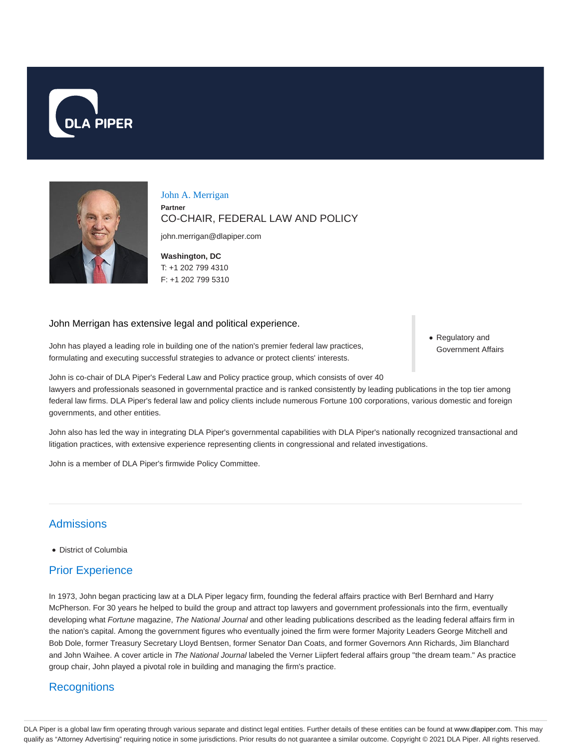DLA PIPER

# John A. Merrigan

**Partner**

CO-CHAIR, FEDERAL LAW AND POLICY

john.merrigan@dlapiper.com

**Washington, DC**
T: +1 202 799 4310
F: +1 202 799 5310

John Merrigan has extensive legal and political experience.

John has played a leading role in building one of the nation's premier federal law practices, formulating and executing successful strategies to advance or protect clients' interests.

John is co-chair of DLA Piper's Federal Law and Policy practice group, which consists of over 40 lawyers and professionals seasoned in governmental practice and is ranked consistently by leading publications in the top tier among federal law firms. DLA Piper's federal law and policy clients include numerous Fortune 100 corporations, various domestic and foreign governments, and other entities.

John also has led the way in integrating DLA Piper's governmental capabilities with DLA Piper's nationally recognized transactional and litigation practices, with extensive experience representing clients in congressional and related investigations.

John is a member of DLA Piper's firmwide Policy Committee.

- Regulatory and Government Affairs

## Admissions

- District of Columbia

## Prior Experience

In 1973, John began practicing law at a DLA Piper legacy firm, founding the federal affairs practice with Berl Bernhard and Harry McPherson. For 30 years he helped to build the group and attract top lawyers and government professionals into the firm, eventually developing what *Fortune* magazine, *The National Journal* and other leading publications described as the leading federal affairs firm in the nation's capital. Among the government figures who eventually joined the firm were former Majority Leaders George Mitchell and Bob Dole, former Treasury Secretary Lloyd Bentsen, former Senator Dan Coats, and former Governors Ann Richards, Jim Blanchard and John Waihee. A cover article in *The National Journal* labeled the Verner Liipfert federal affairs group "the dream team." As practice group chair, John played a pivotal role in building and managing the firm's practice.

## Recognitions

DLA Piper is a global law firm operating through various separate and distinct legal entities. Further details of these entities can be found at www.dlapiper.com. This may qualify as "Attorney Advertising" requiring notice in some jurisdictions. Prior results do not guarantee a similar outcome. Copyright © 2021 DLA Piper. All rights reserved.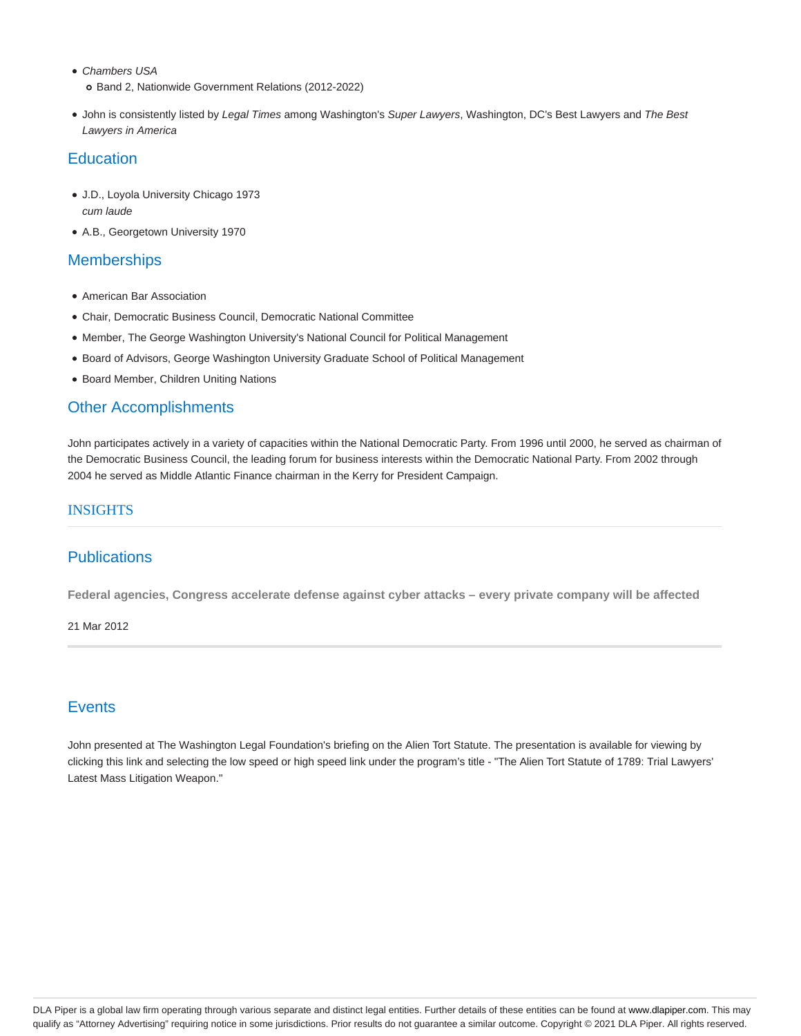- *Chambers USA*
    - Band 2, Nationwide Government Relations (2012-2022)
- John is consistently listed by *Legal Times* among Washington's *Super Lawyers*, Washington, DC's Best Lawyers and *The Best Lawyers in America*

## Education

- J.D., Loyola University Chicago 1973
  *cum laude*
- A.B., Georgetown University 1970

## Memberships

- American Bar Association
- Chair, Democratic Business Council, Democratic National Committee
- Member, The George Washington University's National Council for Political Management
- Board of Advisors, George Washington University Graduate School of Political Management
- Board Member, Children Uniting Nations

## Other Accomplishments

John participates actively in a variety of capacities within the National Democratic Party. From 1996 until 2000, he served as chairman of the Democratic Business Council, the leading forum for business interests within the Democratic National Party. From 2002 through 2004 he served as Middle Atlantic Finance chairman in the Kerry for President Campaign.

## INSIGHTS

## Publications

**Federal agencies, Congress accelerate defense against cyber attacks – every private company will be affected**

21 Mar 2012

## Events

John presented at The Washington Legal Foundation's briefing on the Alien Tort Statute. The presentation is available for viewing by clicking this link and selecting the low speed or high speed link under the program's title - "The Alien Tort Statute of 1789: Trial Lawyers' Latest Mass Litigation Weapon."

DLA Piper is a global law firm operating through various separate and distinct legal entities. Further details of these entities can be found at www.dlapiper.com. This may qualify as "Attorney Advertising" requiring notice in some jurisdictions. Prior results do not guarantee a similar outcome. Copyright © 2021 DLA Piper. All rights reserved.